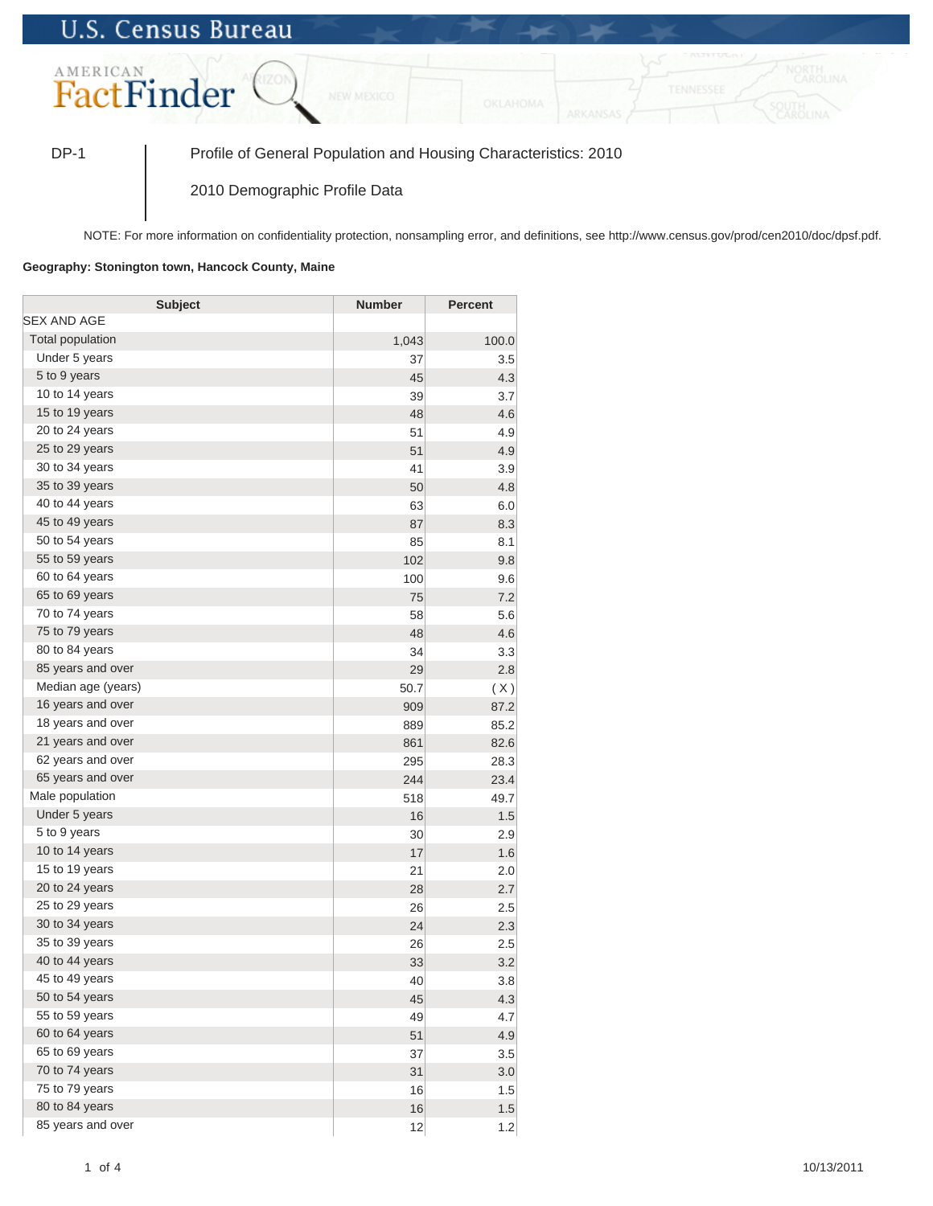# U.S. Census Bureau

## American FactFinder

DP-1 | Profile of General Population and Housing Characteristics: 2010

2010 Demographic Profile Data

NOTE: For more information on confidentiality protection, nonsampling error, and definitions, see http://www.census.gov/prod/cen2010/doc/dpsf.pdf.

**Geography: Stonington town, Hancock County, Maine**

| Subject | Number | Percent |
|---|---|---|
| SEX AND AGE | | |
| Total population | 1,043 | 100.0 |
| Under 5 years | 37 | 3.5 |
| 5 to 9 years | 45 | 4.3 |
| 10 to 14 years | 39 | 3.7 |
| 15 to 19 years | 48 | 4.6 |
| 20 to 24 years | 51 | 4.9 |
| 25 to 29 years | 51 | 4.9 |
| 30 to 34 years | 41 | 3.9 |
| 35 to 39 years | 50 | 4.8 |
| 40 to 44 years | 63 | 6.0 |
| 45 to 49 years | 87 | 8.3 |
| 50 to 54 years | 85 | 8.1 |
| 55 to 59 years | 102 | 9.8 |
| 60 to 64 years | 100 | 9.6 |
| 65 to 69 years | 75 | 7.2 |
| 70 to 74 years | 58 | 5.6 |
| 75 to 79 years | 48 | 4.6 |
| 80 to 84 years | 34 | 3.3 |
| 85 years and over | 29 | 2.8 |
| Median age (years) | 50.7 | ( X ) |
| 16 years and over | 909 | 87.2 |
| 18 years and over | 889 | 85.2 |
| 21 years and over | 861 | 82.6 |
| 62 years and over | 295 | 28.3 |
| 65 years and over | 244 | 23.4 |
| Male population | 518 | 49.7 |
| Under 5 years | 16 | 1.5 |
| 5 to 9 years | 30 | 2.9 |
| 10 to 14 years | 17 | 1.6 |
| 15 to 19 years | 21 | 2.0 |
| 20 to 24 years | 28 | 2.7 |
| 25 to 29 years | 26 | 2.5 |
| 30 to 34 years | 24 | 2.3 |
| 35 to 39 years | 26 | 2.5 |
| 40 to 44 years | 33 | 3.2 |
| 45 to 49 years | 40 | 3.8 |
| 50 to 54 years | 45 | 4.3 |
| 55 to 59 years | 49 | 4.7 |
| 60 to 64 years | 51 | 4.9 |
| 65 to 69 years | 37 | 3.5 |
| 70 to 74 years | 31 | 3.0 |
| 75 to 79 years | 16 | 1.5 |
| 80 to 84 years | 16 | 1.5 |
| 85 years and over | 12 | 1.2 |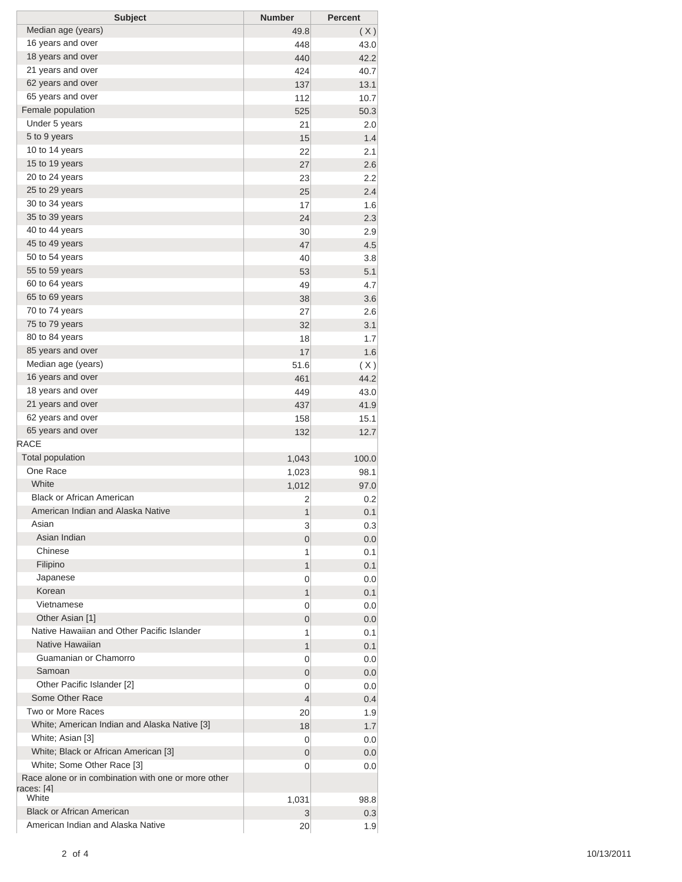| Subject | Number | Percent |
|---|---|---|
| Median age (years) | 49.8 | ( X ) |
| 16 years and over | 448 | 43.0 |
| 18 years and over | 440 | 42.2 |
| 21 years and over | 424 | 40.7 |
| 62 years and over | 137 | 13.1 |
| 65 years and over | 112 | 10.7 |
| Female population | 525 | 50.3 |
| Under 5 years | 21 | 2.0 |
| 5 to 9 years | 15 | 1.4 |
| 10 to 14 years | 22 | 2.1 |
| 15 to 19 years | 27 | 2.6 |
| 20 to 24 years | 23 | 2.2 |
| 25 to 29 years | 25 | 2.4 |
| 30 to 34 years | 17 | 1.6 |
| 35 to 39 years | 24 | 2.3 |
| 40 to 44 years | 30 | 2.9 |
| 45 to 49 years | 47 | 4.5 |
| 50 to 54 years | 40 | 3.8 |
| 55 to 59 years | 53 | 5.1 |
| 60 to 64 years | 49 | 4.7 |
| 65 to 69 years | 38 | 3.6 |
| 70 to 74 years | 27 | 2.6 |
| 75 to 79 years | 32 | 3.1 |
| 80 to 84 years | 18 | 1.7 |
| 85 years and over | 17 | 1.6 |
| Median age (years) | 51.6 | ( X ) |
| 16 years and over | 461 | 44.2 |
| 18 years and over | 449 | 43.0 |
| 21 years and over | 437 | 41.9 |
| 62 years and over | 158 | 15.1 |
| 65 years and over | 132 | 12.7 |
| RACE | | |
| Total population | 1,043 | 100.0 |
| One Race | 1,023 | 98.1 |
| White | 1,012 | 97.0 |
| Black or African American | 2 | 0.2 |
| American Indian and Alaska Native | 1 | 0.1 |
| Asian | 3 | 0.3 |
| Asian Indian | 0 | 0.0 |
| Chinese | 1 | 0.1 |
| Filipino | 1 | 0.1 |
| Japanese | 0 | 0.0 |
| Korean | 1 | 0.1 |
| Vietnamese | 0 | 0.0 |
| Other Asian [1] | 0 | 0.0 |
| Native Hawaiian and Other Pacific Islander | 1 | 0.1 |
| Native Hawaiian | 1 | 0.1 |
| Guamanian or Chamorro | 0 | 0.0 |
| Samoan | 0 | 0.0 |
| Other Pacific Islander [2] | 0 | 0.0 |
| Some Other Race | 4 | 0.4 |
| Two or More Races | 20 | 1.9 |
| White; American Indian and Alaska Native [3] | 18 | 1.7 |
| White; Asian [3] | 0 | 0.0 |
| White; Black or African American [3] | 0 | 0.0 |
| White; Some Other Race [3] | 0 | 0.0 |
| Race alone or in combination with one or more other races: [4] | | |
| White | 1,031 | 98.8 |
| Black or African American | 3 | 0.3 |
| American Indian and Alaska Native | 20 | 1.9 |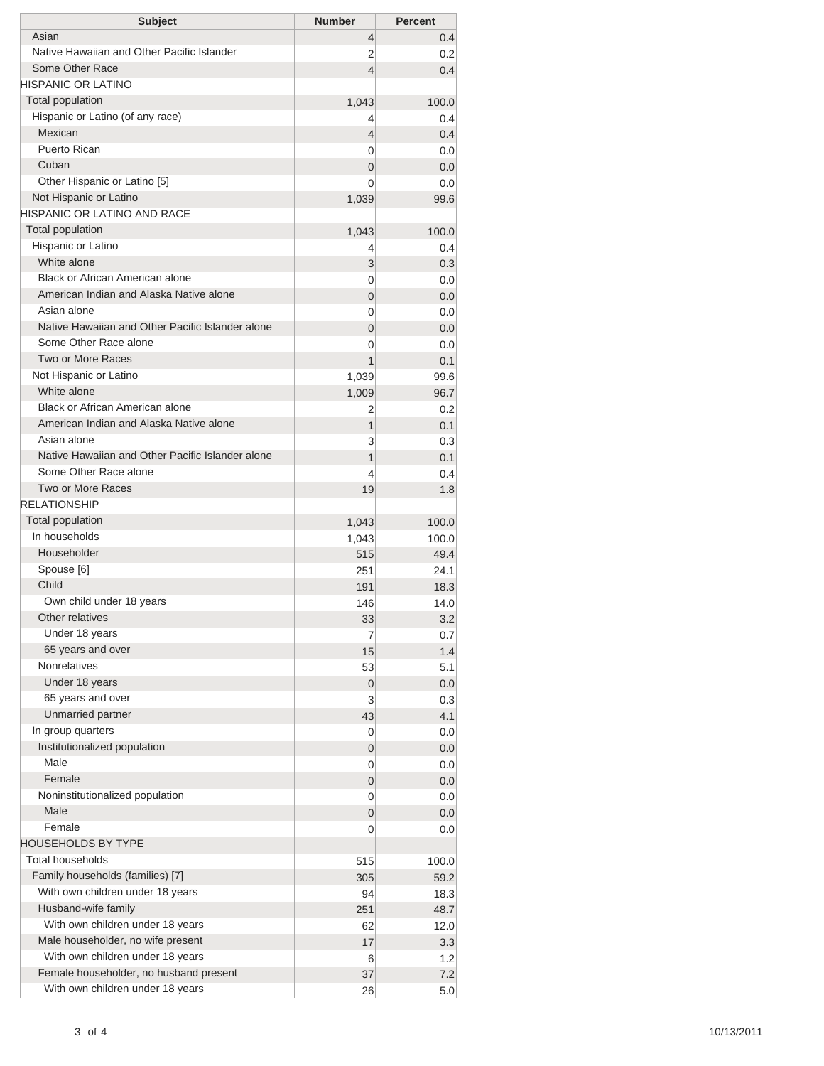| Subject | Number | Percent |
| --- | --- | --- |
| Asian | 4 | 0.4 |
| Native Hawaiian and Other Pacific Islander | 2 | 0.2 |
| Some Other Race | 4 | 0.4 |
| HISPANIC OR LATINO | | |
| Total population | 1,043 | 100.0 |
| Hispanic or Latino (of any race) | 4 | 0.4 |
| Mexican | 4 | 0.4 |
| Puerto Rican | 0 | 0.0 |
| Cuban | 0 | 0.0 |
| Other Hispanic or Latino [5] | 0 | 0.0 |
| Not Hispanic or Latino | 1,039 | 99.6 |
| HISPANIC OR LATINO AND RACE | | |
| Total population | 1,043 | 100.0 |
| Hispanic or Latino | 4 | 0.4 |
| White alone | 3 | 0.3 |
| Black or African American alone | 0 | 0.0 |
| American Indian and Alaska Native alone | 0 | 0.0 |
| Asian alone | 0 | 0.0 |
| Native Hawaiian and Other Pacific Islander alone | 0 | 0.0 |
| Some Other Race alone | 0 | 0.0 |
| Two or More Races | 1 | 0.1 |
| Not Hispanic or Latino | 1,039 | 99.6 |
| White alone | 1,009 | 96.7 |
| Black or African American alone | 2 | 0.2 |
| American Indian and Alaska Native alone | 1 | 0.1 |
| Asian alone | 3 | 0.3 |
| Native Hawaiian and Other Pacific Islander alone | 1 | 0.1 |
| Some Other Race alone | 4 | 0.4 |
| Two or More Races | 19 | 1.8 |
| RELATIONSHIP | | |
| Total population | 1,043 | 100.0 |
| In households | 1,043 | 100.0 |
| Householder | 515 | 49.4 |
| Spouse [6] | 251 | 24.1 |
| Child | 191 | 18.3 |
| Own child under 18 years | 146 | 14.0 |
| Other relatives | 33 | 3.2 |
| Under 18 years | 7 | 0.7 |
| 65 years and over | 15 | 1.4 |
| Nonrelatives | 53 | 5.1 |
| Under 18 years | 0 | 0.0 |
| 65 years and over | 3 | 0.3 |
| Unmarried partner | 43 | 4.1 |
| In group quarters | 0 | 0.0 |
| Institutionalized population | 0 | 0.0 |
| Male | 0 | 0.0 |
| Female | 0 | 0.0 |
| Noninstitutionalized population | 0 | 0.0 |
| Male | 0 | 0.0 |
| Female | 0 | 0.0 |
| HOUSEHOLDS BY TYPE | | |
| Total households | 515 | 100.0 |
| Family households (families) [7] | 305 | 59.2 |
| With own children under 18 years | 94 | 18.3 |
| Husband-wife family | 251 | 48.7 |
| With own children under 18 years | 62 | 12.0 |
| Male householder, no wife present | 17 | 3.3 |
| With own children under 18 years | 6 | 1.2 |
| Female householder, no husband present | 37 | 7.2 |
| With own children under 18 years | 26 | 5.0 |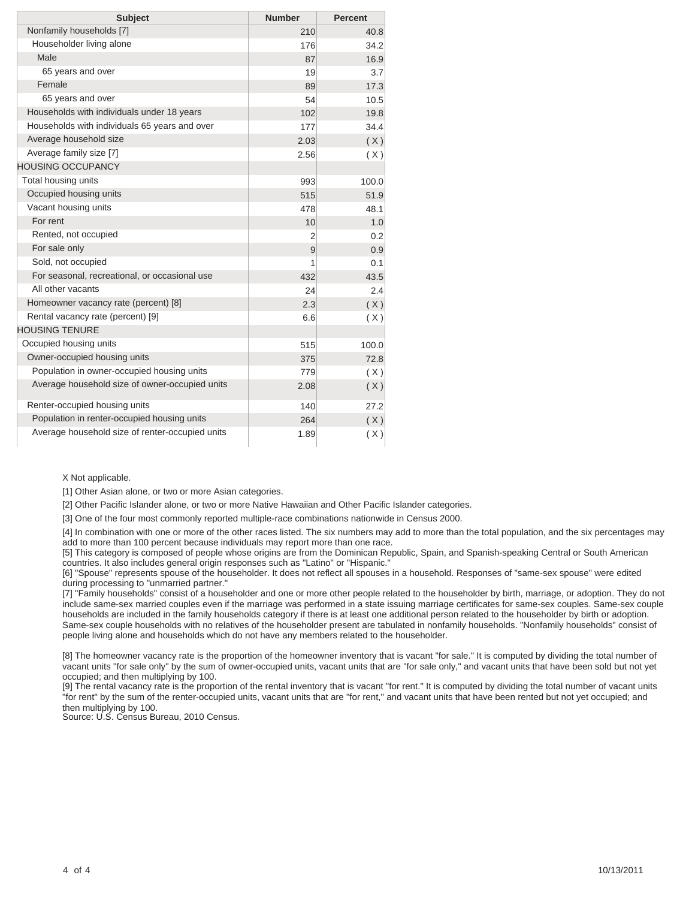| Subject | Number | Percent |
|---|---|---|
| Nonfamily households [7] | 210 | 40.8 |
| Householder living alone | 176 | 34.2 |
| Male | 87 | 16.9 |
| 65 years and over | 19 | 3.7 |
| Female | 89 | 17.3 |
| 65 years and over | 54 | 10.5 |
| Households with individuals under 18 years | 102 | 19.8 |
| Households with individuals 65 years and over | 177 | 34.4 |
| Average household size | 2.03 | ( X ) |
| Average family size [7] | 2.56 | ( X ) |
| HOUSING OCCUPANCY | | |
| Total housing units | 993 | 100.0 |
| Occupied housing units | 515 | 51.9 |
| Vacant housing units | 478 | 48.1 |
| For rent | 10 | 1.0 |
| Rented, not occupied | 2 | 0.2 |
| For sale only | 9 | 0.9 |
| Sold, not occupied | 1 | 0.1 |
| For seasonal, recreational, or occasional use | 432 | 43.5 |
| All other vacants | 24 | 2.4 |
| Homeowner vacancy rate (percent) [8] | 2.3 | ( X ) |
| Rental vacancy rate (percent) [9] | 6.6 | ( X ) |
| HOUSING TENURE | | |
| Occupied housing units | 515 | 100.0 |
| Owner-occupied housing units | 375 | 72.8 |
| Population in owner-occupied housing units | 779 | ( X ) |
| Average household size of owner-occupied units | 2.08 | ( X ) |
| Renter-occupied housing units | 140 | 27.2 |
| Population in renter-occupied housing units | 264 | ( X ) |
| Average household size of renter-occupied units | 1.89 | ( X ) |

X Not applicable.

[1] Other Asian alone, or two or more Asian categories.

[2] Other Pacific Islander alone, or two or more Native Hawaiian and Other Pacific Islander categories.

[3] One of the four most commonly reported multiple-race combinations nationwide in Census 2000.

[4] In combination with one or more of the other races listed. The six numbers may add to more than the total population, and the six percentages may add to more than 100 percent because individuals may report more than one race.

[5] This category is composed of people whose origins are from the Dominican Republic, Spain, and Spanish-speaking Central or South American countries. It also includes general origin responses such as "Latino" or "Hispanic."

[6] "Spouse" represents spouse of the householder. It does not reflect all spouses in a household. Responses of "same-sex spouse" were edited during processing to "unmarried partner."

[7] "Family households" consist of a householder and one or more other people related to the householder by birth, marriage, or adoption. They do not include same-sex married couples even if the marriage was performed in a state issuing marriage certificates for same-sex couples. Same-sex couple households are included in the family households category if there is at least one additional person related to the householder by birth or adoption. Same-sex couple households with no relatives of the householder present are tabulated in nonfamily households. "Nonfamily households" consist of people living alone and households which do not have any members related to the householder.

[8] The homeowner vacancy rate is the proportion of the homeowner inventory that is vacant "for sale." It is computed by dividing the total number of vacant units "for sale only" by the sum of owner-occupied units, vacant units that are "for sale only," and vacant units that have been sold but not yet occupied; and then multiplying by 100.

[9] The rental vacancy rate is the proportion of the rental inventory that is vacant "for rent." It is computed by dividing the total number of vacant units "for rent" by the sum of the renter-occupied units, vacant units that are "for rent," and vacant units that have been rented but not yet occupied; and then multiplying by 100.

Source: U.S. Census Bureau, 2010 Census.